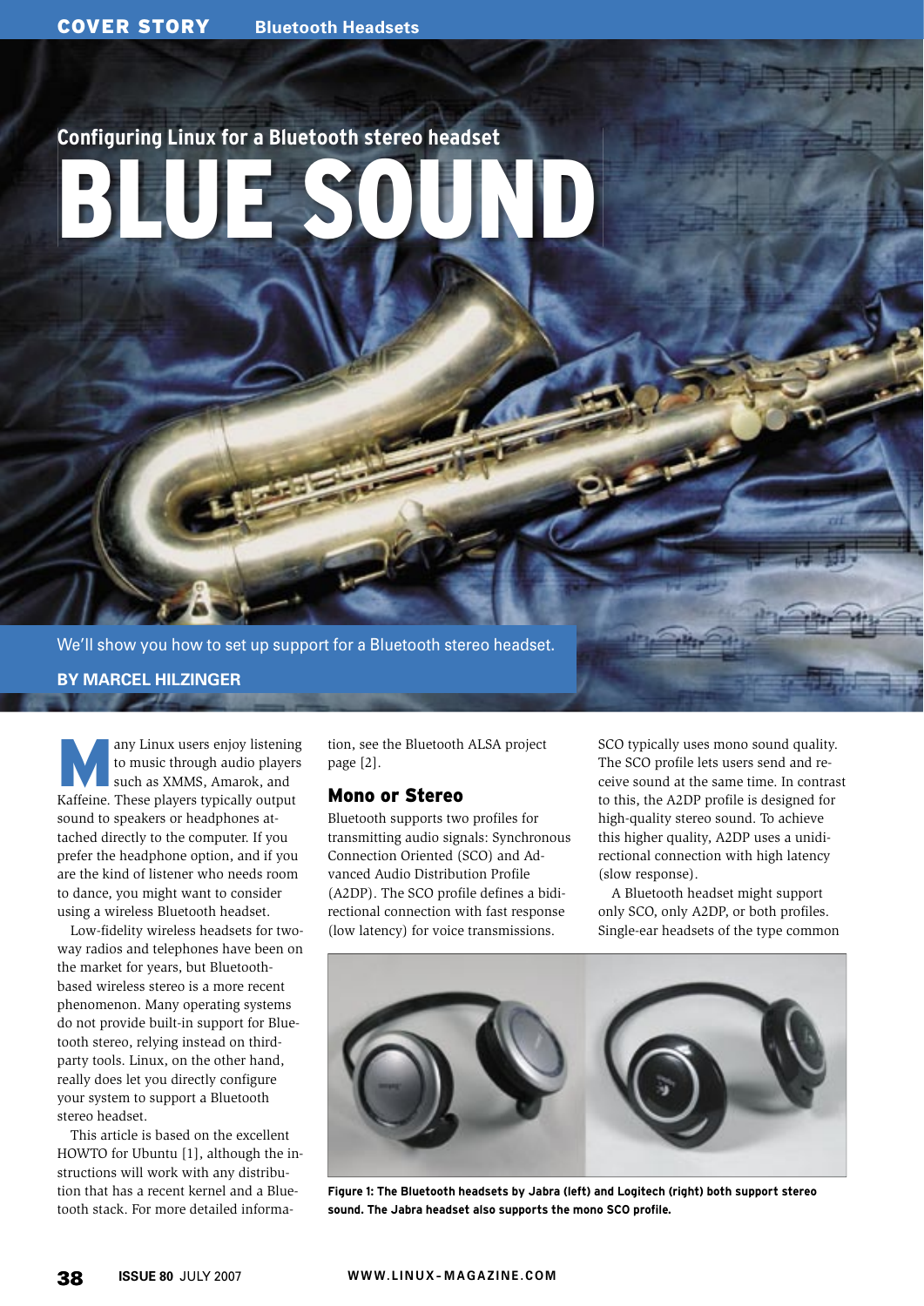# Configuring Linux for a Bluetooth stereo headset

# BLUE SOUND

We'll show you how to set up support for a Bluetooth stereo headset.

**BY MARCEL HILZINGER**

Many Linux users enjoy listening to music through audio players such as XMMS, Amarok, and Kaffeine. These players typically output sound to speakers or headphones attached directly to the computer. If you prefer the headphone option, and if you are the kind of listener who needs room to dance, you might want to consider using a wireless Bluetooth headset.

Low-fidelity wireless headsets for two-way radios and telephones have been on the market for years, but Bluetooth-based wireless stereo is a more recent phenomenon. Many operating systems do not provide built-in support for Bluetooth stereo, relying instead on third-party tools. Linux, on the other hand, really does let you directly configure your system to support a Bluetooth stereo headset.

This article is based on the excellent HOWTO for Ubuntu [1], although the instructions will work with any distribution that has a recent kernel and a Bluetooth stack. For more detailed information, see the Bluetooth ALSA project page [2].

## Mono or Stereo

Bluetooth supports two profiles for transmitting audio signals: Synchronous Connection Oriented (SCO) and Advanced Audio Distribution Profile (A2DP). The SCO profile defines a bidirectional connection with fast response (low latency) for voice transmissions. SCO typically uses mono sound quality. The SCO profile lets users send and receive sound at the same time. In contrast to this, the A2DP profile is designed for high-quality stereo sound. To achieve this higher quality, A2DP uses a unidirectional connection with high latency (slow response).

A Bluetooth headset might support only SCO, only A2DP, or both profiles. Single-ear headsets of the type common

**Figure 1: The Bluetooth headsets by Jabra (left) and Logitech (right) both support stereo sound. The Jabra headset also supports the mono SCO profile.**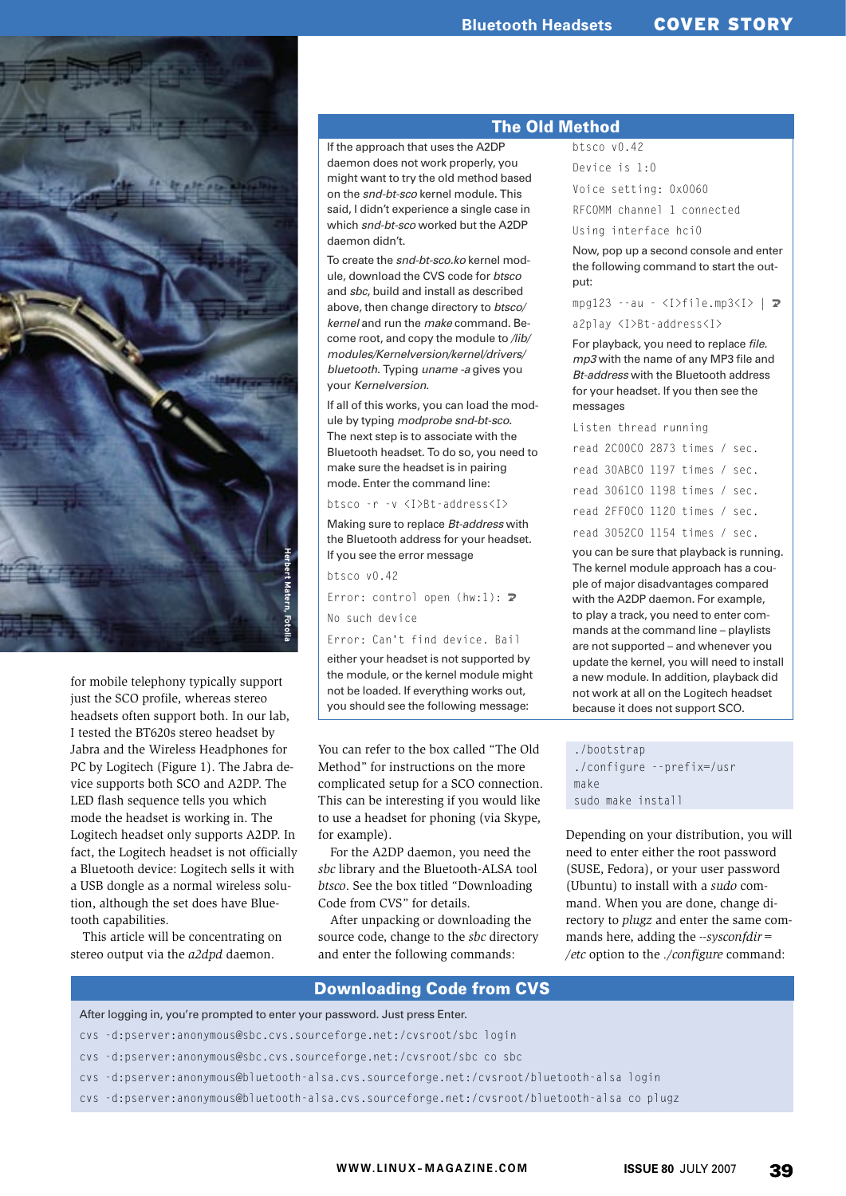for mobile telephony typically support just the SCO profile, whereas stereo headsets often support both. In our lab, I tested the BT620s stereo headset by Jabra and the Wireless Headphones for PC by Logitech (Figure 1). The Jabra device supports both SCO and A2DP. The LED flash sequence tells you which mode the headset is working in. The Logitech headset only supports A2DP. In fact, the Logitech headset is not officially a Bluetooth device: Logitech sells it with a USB dongle as a normal wireless solution, although the set does have Bluetooth capabilities.

This article will be concentrating on stereo output via the *a2dpd* daemon.

## The Old Method

If the approach that uses the A2DP daemon does not work properly, you might want to try the old method based on the *snd-bt-sco* kernel module. This said, I didn't experience a single case in which *snd-bt-sco* worked but the A2DP daemon didn't.

To create the *snd-bt-sco.ko* kernel module, download the CVS code for *btsco* and *sbc*, build and install as described above, then change directory to *btsco/kernel* and run the *make* command. Become root, and copy the module to */lib/modules/Kernelversion/kernel/drivers/bluetooth*. Typing *uname -a* gives you your *Kernelversion*.

If all of this works, you can load the module by typing *modprobe snd-bt-sco*. The next step is to associate with the Bluetooth headset. To do so, you need to make sure the headset is in pairing mode. Enter the command line:

```
btsco -r -v <I>Bt-address<I>
```

Making sure to replace *Bt-address* with the Bluetooth address for your headset. If you see the error message

```
btsco v0.42
Error: control open (hw:1): ➘
No such device
Error: Can't find device. Bail
```

either your headset is not supported by the module, or the kernel module might not be loaded. If everything works out, you should see the following message:

```
btsco v0.42
Device is 1:0
Voice setting: 0x0060
RFCOMM channel 1 connected
Using interface hci0
```

Now, pop up a second console and enter the following command to start the output:

```
mpg123 --au - <I>file.mp3<I> | ➘
a2play <I>Bt-address<I>
```

For playback, you need to replace *file.mp3* with the name of any MP3 file and *Bt-address* with the Bluetooth address for your headset. If you then see the messages

```
Listen thread running
read 2C00C0 2873 times / sec.
read 30ABC0 1197 times / sec.
read 3061C0 1198 times / sec.
read 2FF0C0 1120 times / sec.
read 3052C0 1154 times / sec.
```

you can be sure that playback is running. The kernel module approach has a couple of major disadvantages compared with the A2DP daemon. For example, to play a track, you need to enter commands at the command line – playlists are not supported – and whenever you update the kernel, you will need to install a new module. In addition, playback did not work at all on the Logitech headset because it does not support SCO.

---

You can refer to the box called "The Old Method" for instructions on the more complicated setup for a SCO connection. This can be interesting if you would like to use a headset for phoning (via Skype, for example).

For the A2DP daemon, you need the *sbc* library and the Bluetooth-ALSA tool *btsco*. See the box titled "Downloading Code from CVS" for details.

After unpacking or downloading the source code, change to the *sbc* directory and enter the following commands:

```
./bootstrap
./configure --prefix=/usr
make
sudo make install
```

Depending on your distribution, you will need to enter either the root password (SUSE, Fedora), or your user password (Ubuntu) to install with a *sudo* command. When you are done, change directory to *plugz* and enter the same commands here, adding the *--sysconfdir=/etc* option to the *./configure* command:

## Downloading Code from CVS

After logging in, you're prompted to enter your password. Just press Enter.

```
cvs -d:pserver:anonymous@sbc.cvs.sourceforge.net:/cvsroot/sbc login
cvs -d:pserver:anonymous@sbc.cvs.sourceforge.net:/cvsroot/sbc co sbc
cvs -d:pserver:anonymous@bluetooth-alsa.cvs.sourceforge.net:/cvsroot/bluetooth-alsa login
cvs -d:pserver:anonymous@bluetooth-alsa.cvs.sourceforge.net:/cvsroot/bluetooth-alsa co plugz
```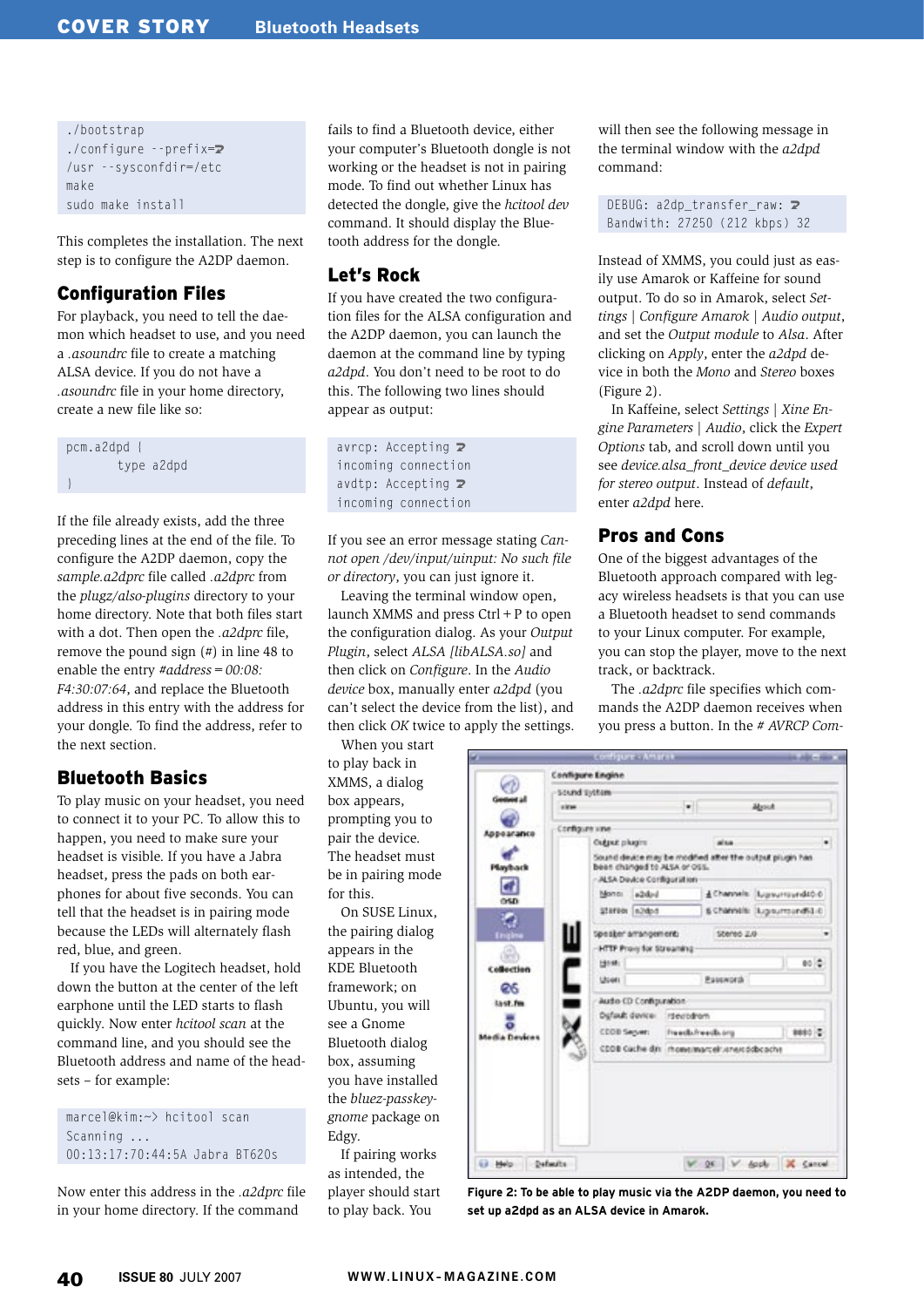```
./bootstrap
./configure --prefix=
/usr --sysconfdir=/etc
make
sudo make install
```

This completes the installation. The next step is to configure the A2DP daemon.

## Configuration Files

For playback, you need to tell the daemon which headset to use, and you need a *.asoundrc* file to create a matching ALSA device. If you do not have a *.asoundrc* file in your home directory, create a new file like so:

```
pcm.a2dpd {
        type a2dpd
}
```

If the file already exists, add the three preceding lines at the end of the file. To configure the A2DP daemon, copy the *sample.a2dprc* file called *.a2dprc* from the *plugz/alsa-plugins* directory to your home directory. Note that both files start with a dot. Then open the *.a2dprc* file, remove the pound sign (#) in line 48 to enable the entry *#address = 00:08:F4:30:07:64*, and replace the Bluetooth address in this entry with the address for your dongle. To find the address, refer to the next section.

## Bluetooth Basics

To play music on your headset, you need to connect it to your PC. To allow this to happen, you need to make sure your headset is visible. If you have a Jabra headset, press the pads on both earphones for about five seconds. You can tell that the headset is in pairing mode because the LEDs will alternately flash red, blue, and green.

If you have the Logitech headset, hold down the button at the center of the left earphone until the LED starts to flash quickly. Now enter *hcitool scan* at the command line, and you should see the Bluetooth address and name of the headsets – for example:

```
marcel@kim:~> hcitool scan
Scanning ...
00:13:17:70:44:5A Jabra BT620s
```

Now enter this address in the *.a2dprc* file in your home directory. If the command fails to find a Bluetooth device, either your computer's Bluetooth dongle is not working or the headset is not in pairing mode. To find out whether Linux has detected the dongle, give the *hcitool dev* command. It should display the Bluetooth address for the dongle.

## Let's Rock

If you have created the two configuration files for the ALSA configuration and the A2DP daemon, you can launch the daemon at the command line by typing *a2dpd*. You don't need to be root to do this. The following two lines should appear as output:

```
avrcp: Accepting 
incoming connection
avdtp: Accepting 
incoming connection
```

If you see an error message stating *Cannot open /dev/input/uinput: No such file or directory*, you can just ignore it.

Leaving the terminal window open, launch XMMS and press Ctrl + P to open the configuration dialog. As your *Output Plugin*, select *ALSA [libALSA.so]* and then click on *Configure*. In the *Audio device* box, manually enter *a2dpd* (you can't select the device from the list), and then click *OK* twice to apply the settings.

When you start to play back in XMMS, a dialog box appears, prompting you to pair the device. The headset must be in pairing mode for this.

On SUSE Linux, the pairing dialog appears in the KDE Bluetooth framework; on Ubuntu, you will see a Gnome Bluetooth dialog box, assuming you have installed the *bluez-passkey-gnome* package on Edgy.

If pairing works as intended, the player should start to play back. You will then see the following message in the terminal window with the *a2dpd* command:

```
DEBUG: a2dp_transfer_raw: 
Bandwith: 27250 (212 kbps) 32
```

Instead of XMMS, you could just as easily use Amarok or Kaffeine for sound output. To do so in Amarok, select *Settings | Configure Amarok | Audio output*, and set the *Output module* to *Alsa*. After clicking on *Apply*, enter the *a2dpd* device in both the *Mono* and *Stereo* boxes (Figure 2).

In Kaffeine, select *Settings | Xine Engine Parameters | Audio*, click the *Expert Options* tab, and scroll down until you see *device.alsa_front_device device used for stereo output*. Instead of *default*, enter *a2dpd* here.

## Pros and Cons

One of the biggest advantages of the Bluetooth approach compared with legacy wireless headsets is that you can use a Bluetooth headset to send commands to your Linux computer. For example, you can stop the player, move to the next track, or backtrack.

The *.a2dprc* file specifies which commands the A2DP daemon receives when you press a button. In the *# AVRCP Com-*

**Figure 2: To be able to play music via the A2DP daemon, you need to set up a2dpd as an ALSA device in Amarok.**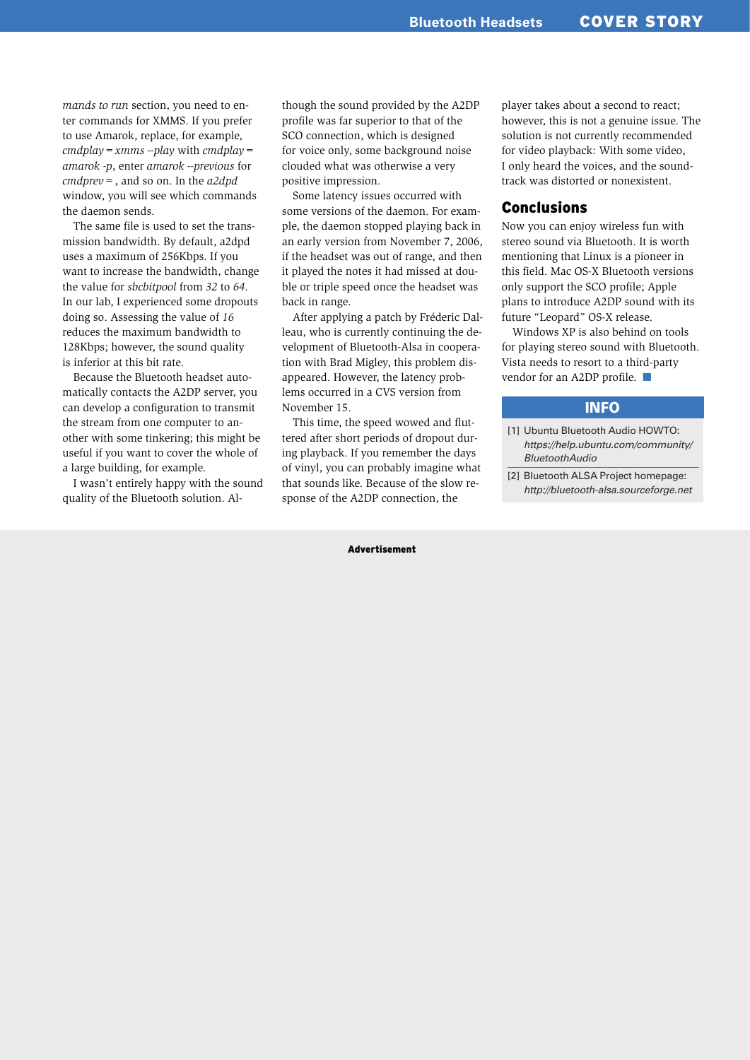*mands to run* section, you need to enter commands for XMMS. If you prefer to use Amarok, replace, for example, *cmdplay = xmms --play* with *cmdplay = amarok -p*, enter *amarok --previous* for *cmdprev =* , and so on. In the *a2dpd* window, you will see which commands the daemon sends.

The same file is used to set the transmission bandwidth. By default, a2dpd uses a maximum of 256Kbps. If you want to increase the bandwidth, change the value for *sbcbitpool* from *32* to *64*. In our lab, I experienced some dropouts doing so. Assessing the value of *16* reduces the maximum bandwidth to 128Kbps; however, the sound quality is inferior at this bit rate.

Because the Bluetooth headset automatically contacts the A2DP server, you can develop a configuration to transmit the stream from one computer to another with some tinkering; this might be useful if you want to cover the whole of a large building, for example.

I wasn't entirely happy with the sound quality of the Bluetooth solution. Although the sound provided by the A2DP profile was far superior to that of the SCO connection, which is designed for voice only, some background noise clouded what was otherwise a very positive impression.

Some latency issues occurred with some versions of the daemon. For example, the daemon stopped playing back in an early version from November 7, 2006, if the headset was out of range, and then it played the notes it had missed at double or triple speed once the headset was back in range.

After applying a patch by Fréderic Dalleau, who is currently continuing the development of Bluetooth-Alsa in cooperation with Brad Migley, this problem disappeared. However, the latency problems occurred in a CVS version from November 15.

This time, the speed wowed and fluttered after short periods of dropout during playback. If you remember the days of vinyl, you can probably imagine what that sounds like. Because of the slow response of the A2DP connection, the player takes about a second to react; however, this is not a genuine issue. The solution is not currently recommended for video playback: With some video, I only heard the voices, and the soundtrack was distorted or nonexistent.

## Conclusions

Now you can enjoy wireless fun with stereo sound via Bluetooth. It is worth mentioning that Linux is a pioneer in this field. Mac OS-X Bluetooth versions only support the SCO profile; Apple plans to introduce A2DP sound with its future "Leopard" OS-X release.

Windows XP is also behind on tools for playing stereo sound with Bluetooth. Vista needs to resort to a third-party vendor for an A2DP profile. ■

## INFO

[1] Ubuntu Bluetooth Audio HOWTO: *https://help.ubuntu.com/community/BluetoothAudio*

[2] Bluetooth ALSA Project homepage: *http://bluetooth-alsa.sourceforge.net*

**Advertisement**